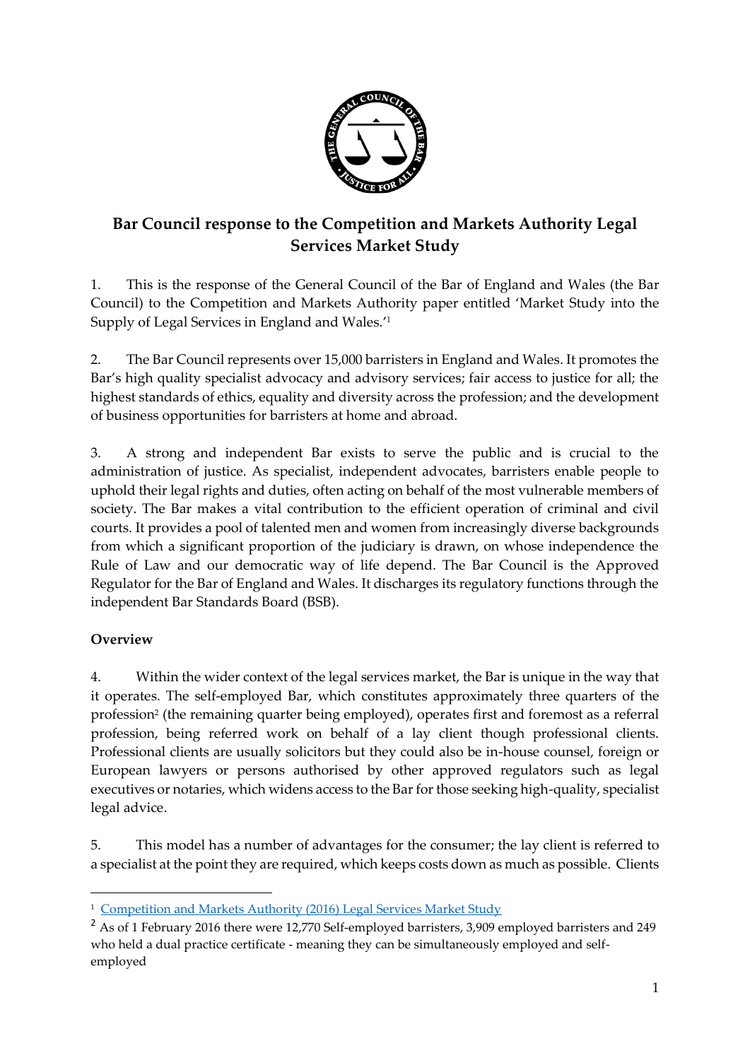# Bar Council response to the Competition and Markets Authority Legal Services Market Study

1. This is the response of the General Council of the Bar of England and Wales (the Bar Council) to the Competition and Markets Authority paper entitled 'Market Study into the Supply of Legal Services in England and Wales.'[1]

2. The Bar Council represents over 15,000 barristers in England and Wales. It promotes the Bar's high quality specialist advocacy and advisory services; fair access to justice for all; the highest standards of ethics, equality and diversity across the profession; and the development of business opportunities for barristers at home and abroad.

3. A strong and independent Bar exists to serve the public and is crucial to the administration of justice. As specialist, independent advocates, barristers enable people to uphold their legal rights and duties, often acting on behalf of the most vulnerable members of society. The Bar makes a vital contribution to the efficient operation of criminal and civil courts. It provides a pool of talented men and women from increasingly diverse backgrounds from which a significant proportion of the judiciary is drawn, on whose independence the Rule of Law and our democratic way of life depend. The Bar Council is the Approved Regulator for the Bar of England and Wales. It discharges its regulatory functions through the independent Bar Standards Board (BSB).

## Overview

4. Within the wider context of the legal services market, the Bar is unique in the way that it operates. The self-employed Bar, which constitutes approximately three quarters of the profession[2] (the remaining quarter being employed), operates first and foremost as a referral profession, being referred work on behalf of a lay client though professional clients. Professional clients are usually solicitors but they could also be in-house counsel, foreign or European lawyers or persons authorised by other approved regulators such as legal executives or notaries, which widens access to the Bar for those seeking high-quality, specialist legal advice.

5. This model has a number of advantages for the consumer; the lay client is referred to a specialist at the point they are required, which keeps costs down as much as possible. Clients

---

[1] Competition and Markets Authority (2016) Legal Services Market Study

[2] As of 1 February 2016 there were 12,770 Self-employed barristers, 3,909 employed barristers and 249 who held a dual practice certificate - meaning they can be simultaneously employed and self-employed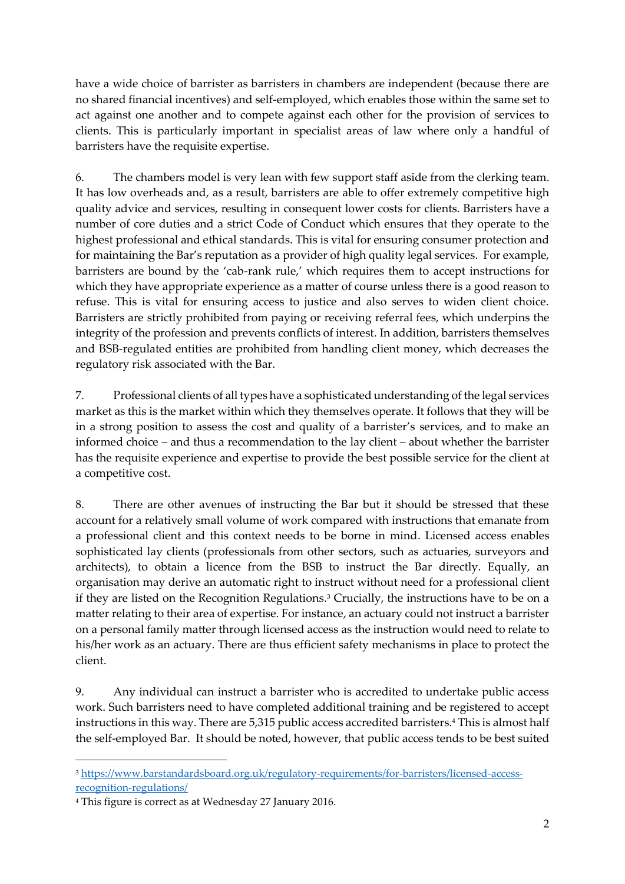have a wide choice of barrister as barristers in chambers are independent (because there are no shared financial incentives) and self-employed, which enables those within the same set to act against one another and to compete against each other for the provision of services to clients. This is particularly important in specialist areas of law where only a handful of barristers have the requisite expertise.

6. The chambers model is very lean with few support staff aside from the clerking team. It has low overheads and, as a result, barristers are able to offer extremely competitive high quality advice and services, resulting in consequent lower costs for clients. Barristers have a number of core duties and a strict Code of Conduct which ensures that they operate to the highest professional and ethical standards. This is vital for ensuring consumer protection and for maintaining the Bar's reputation as a provider of high quality legal services. For example, barristers are bound by the 'cab-rank rule,' which requires them to accept instructions for which they have appropriate experience as a matter of course unless there is a good reason to refuse. This is vital for ensuring access to justice and also serves to widen client choice. Barristers are strictly prohibited from paying or receiving referral fees, which underpins the integrity of the profession and prevents conflicts of interest. In addition, barristers themselves and BSB-regulated entities are prohibited from handling client money, which decreases the regulatory risk associated with the Bar.

7. Professional clients of all types have a sophisticated understanding of the legal services market as this is the market within which they themselves operate. It follows that they will be in a strong position to assess the cost and quality of a barrister's services, and to make an informed choice – and thus a recommendation to the lay client – about whether the barrister has the requisite experience and expertise to provide the best possible service for the client at a competitive cost.

8. There are other avenues of instructing the Bar but it should be stressed that these account for a relatively small volume of work compared with instructions that emanate from a professional client and this context needs to be borne in mind. Licensed access enables sophisticated lay clients (professionals from other sectors, such as actuaries, surveyors and architects), to obtain a licence from the BSB to instruct the Bar directly. Equally, an organisation may derive an automatic right to instruct without need for a professional client if they are listed on the Recognition Regulations.[3] Crucially, the instructions have to be on a matter relating to their area of expertise. For instance, an actuary could not instruct a barrister on a personal family matter through licensed access as the instruction would need to relate to his/her work as an actuary. There are thus efficient safety mechanisms in place to protect the client.

9. Any individual can instruct a barrister who is accredited to undertake public access work. Such barristers need to have completed additional training and be registered to accept instructions in this way. There are 5,315 public access accredited barristers.[4] This is almost half the self-employed Bar. It should be noted, however, that public access tends to be best suited

---

[3] https://www.barstandardsboard.org.uk/regulatory-requirements/for-barristers/licensed-access-recognition-regulations/

[4] This figure is correct as at Wednesday 27 January 2016.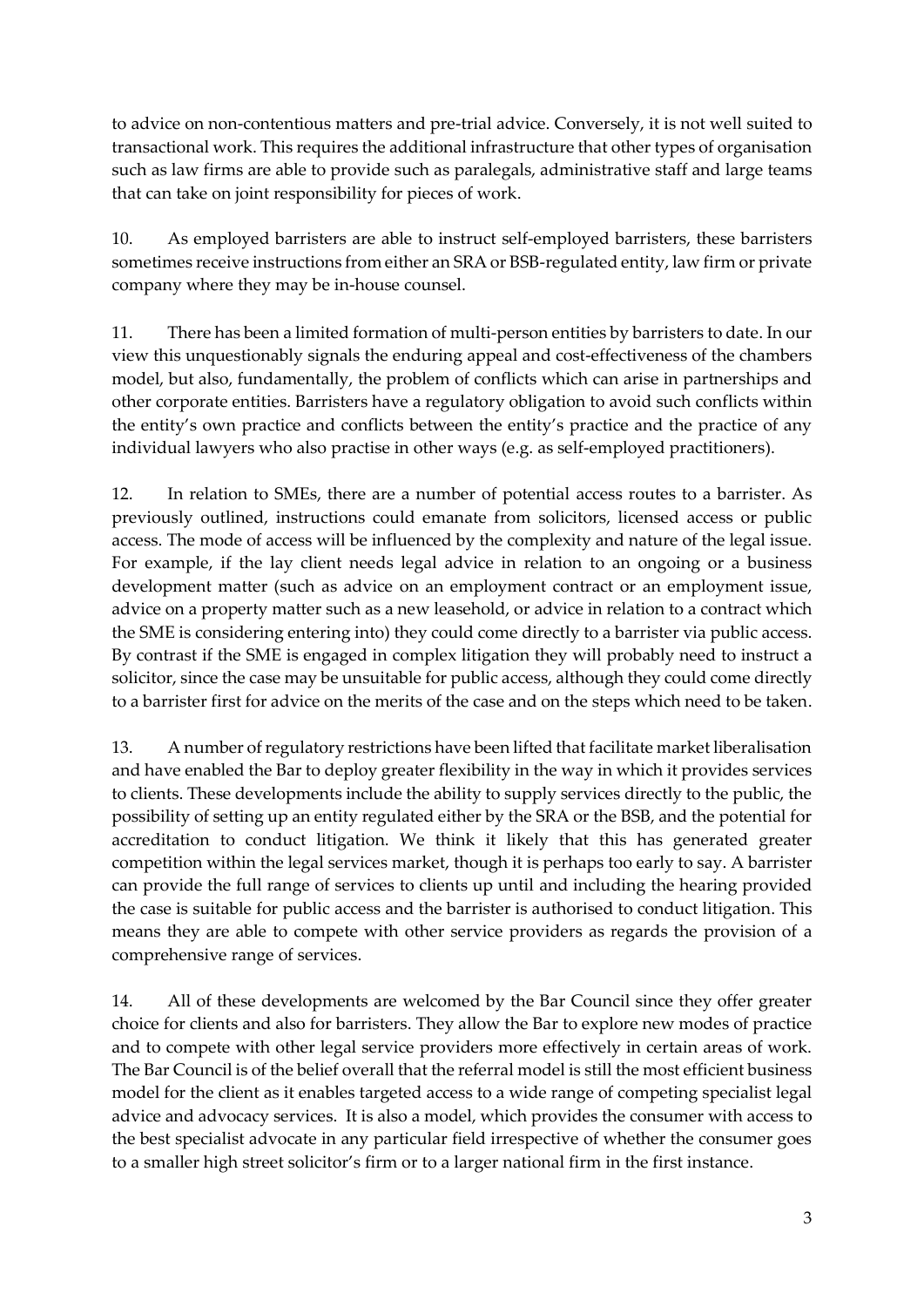to advice on non-contentious matters and pre-trial advice. Conversely, it is not well suited to transactional work. This requires the additional infrastructure that other types of organisation such as law firms are able to provide such as paralegals, administrative staff and large teams that can take on joint responsibility for pieces of work.

10. As employed barristers are able to instruct self-employed barristers, these barristers sometimes receive instructions from either an SRA or BSB-regulated entity, law firm or private company where they may be in-house counsel.

11. There has been a limited formation of multi-person entities by barristers to date. In our view this unquestionably signals the enduring appeal and cost-effectiveness of the chambers model, but also, fundamentally, the problem of conflicts which can arise in partnerships and other corporate entities. Barristers have a regulatory obligation to avoid such conflicts within the entity's own practice and conflicts between the entity's practice and the practice of any individual lawyers who also practise in other ways (e.g. as self-employed practitioners).

12. In relation to SMEs, there are a number of potential access routes to a barrister. As previously outlined, instructions could emanate from solicitors, licensed access or public access. The mode of access will be influenced by the complexity and nature of the legal issue. For example, if the lay client needs legal advice in relation to an ongoing or a business development matter (such as advice on an employment contract or an employment issue, advice on a property matter such as a new leasehold, or advice in relation to a contract which the SME is considering entering into) they could come directly to a barrister via public access. By contrast if the SME is engaged in complex litigation they will probably need to instruct a solicitor, since the case may be unsuitable for public access, although they could come directly to a barrister first for advice on the merits of the case and on the steps which need to be taken.

13. A number of regulatory restrictions have been lifted that facilitate market liberalisation and have enabled the Bar to deploy greater flexibility in the way in which it provides services to clients. These developments include the ability to supply services directly to the public, the possibility of setting up an entity regulated either by the SRA or the BSB, and the potential for accreditation to conduct litigation. We think it likely that this has generated greater competition within the legal services market, though it is perhaps too early to say. A barrister can provide the full range of services to clients up until and including the hearing provided the case is suitable for public access and the barrister is authorised to conduct litigation. This means they are able to compete with other service providers as regards the provision of a comprehensive range of services.

14. All of these developments are welcomed by the Bar Council since they offer greater choice for clients and also for barristers. They allow the Bar to explore new modes of practice and to compete with other legal service providers more effectively in certain areas of work. The Bar Council is of the belief overall that the referral model is still the most efficient business model for the client as it enables targeted access to a wide range of competing specialist legal advice and advocacy services. It is also a model, which provides the consumer with access to the best specialist advocate in any particular field irrespective of whether the consumer goes to a smaller high street solicitor's firm or to a larger national firm in the first instance.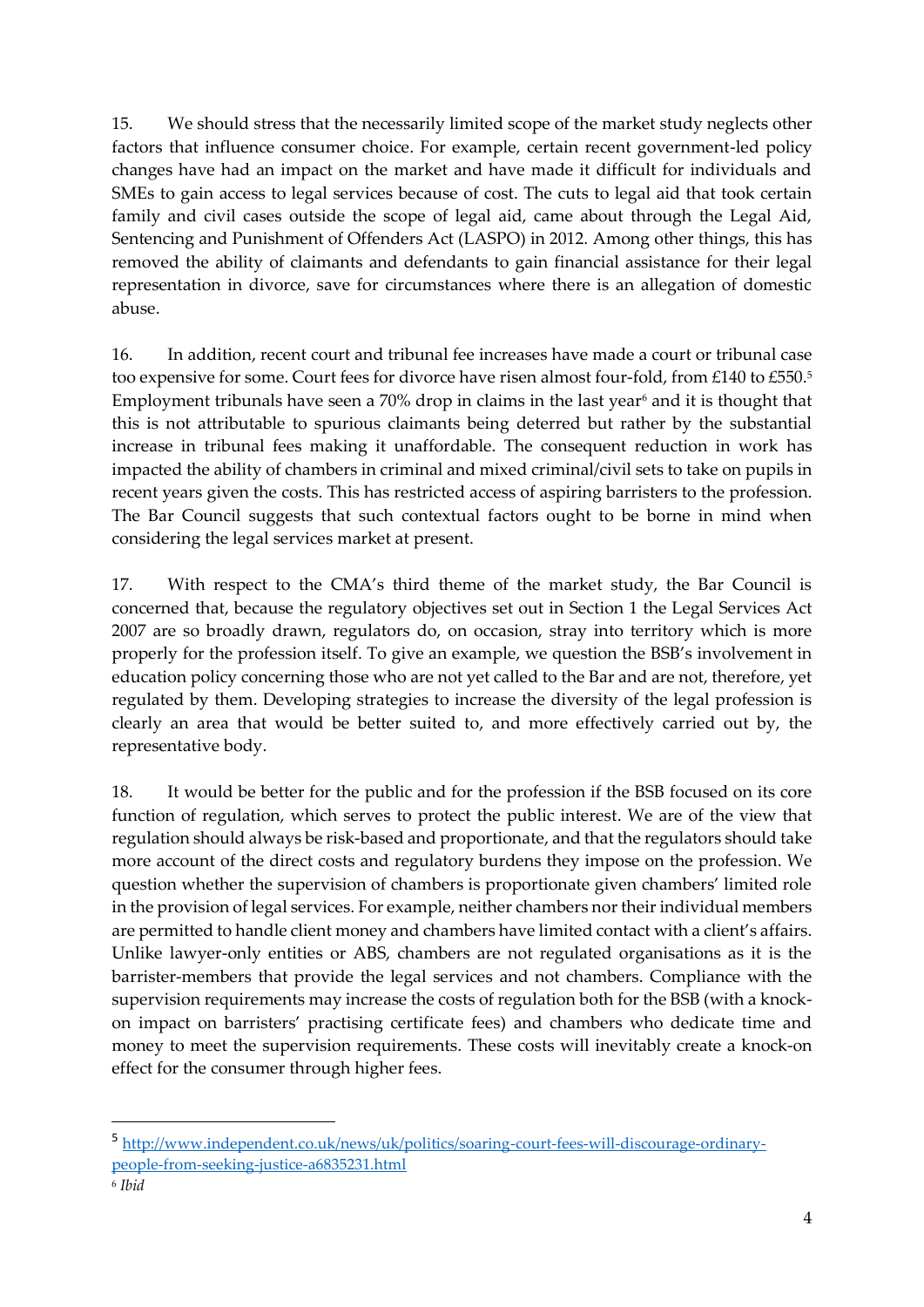15. We should stress that the necessarily limited scope of the market study neglects other factors that influence consumer choice. For example, certain recent government-led policy changes have had an impact on the market and have made it difficult for individuals and SMEs to gain access to legal services because of cost. The cuts to legal aid that took certain family and civil cases outside the scope of legal aid, came about through the Legal Aid, Sentencing and Punishment of Offenders Act (LASPO) in 2012. Among other things, this has removed the ability of claimants and defendants to gain financial assistance for their legal representation in divorce, save for circumstances where there is an allegation of domestic abuse.

16. In addition, recent court and tribunal fee increases have made a court or tribunal case too expensive for some. Court fees for divorce have risen almost four-fold, from £140 to £550.[5] Employment tribunals have seen a 70% drop in claims in the last year[6] and it is thought that this is not attributable to spurious claimants being deterred but rather by the substantial increase in tribunal fees making it unaffordable. The consequent reduction in work has impacted the ability of chambers in criminal and mixed criminal/civil sets to take on pupils in recent years given the costs. This has restricted access of aspiring barristers to the profession. The Bar Council suggests that such contextual factors ought to be borne in mind when considering the legal services market at present.

17. With respect to the CMA's third theme of the market study, the Bar Council is concerned that, because the regulatory objectives set out in Section 1 the Legal Services Act 2007 are so broadly drawn, regulators do, on occasion, stray into territory which is more properly for the profession itself. To give an example, we question the BSB's involvement in education policy concerning those who are not yet called to the Bar and are not, therefore, yet regulated by them. Developing strategies to increase the diversity of the legal profession is clearly an area that would be better suited to, and more effectively carried out by, the representative body.

18. It would be better for the public and for the profession if the BSB focused on its core function of regulation, which serves to protect the public interest. We are of the view that regulation should always be risk-based and proportionate, and that the regulators should take more account of the direct costs and regulatory burdens they impose on the profession. We question whether the supervision of chambers is proportionate given chambers' limited role in the provision of legal services. For example, neither chambers nor their individual members are permitted to handle client money and chambers have limited contact with a client's affairs. Unlike lawyer-only entities or ABS, chambers are not regulated organisations as it is the barrister-members that provide the legal services and not chambers. Compliance with the supervision requirements may increase the costs of regulation both for the BSB (with a knock-on impact on barristers' practising certificate fees) and chambers who dedicate time and money to meet the supervision requirements. These costs will inevitably create a knock-on effect for the consumer through higher fees.

---

[5] http://www.independent.co.uk/news/uk/politics/soaring-court-fees-will-discourage-ordinary-people-from-seeking-justice-a6835231.html

[6] *Ibid*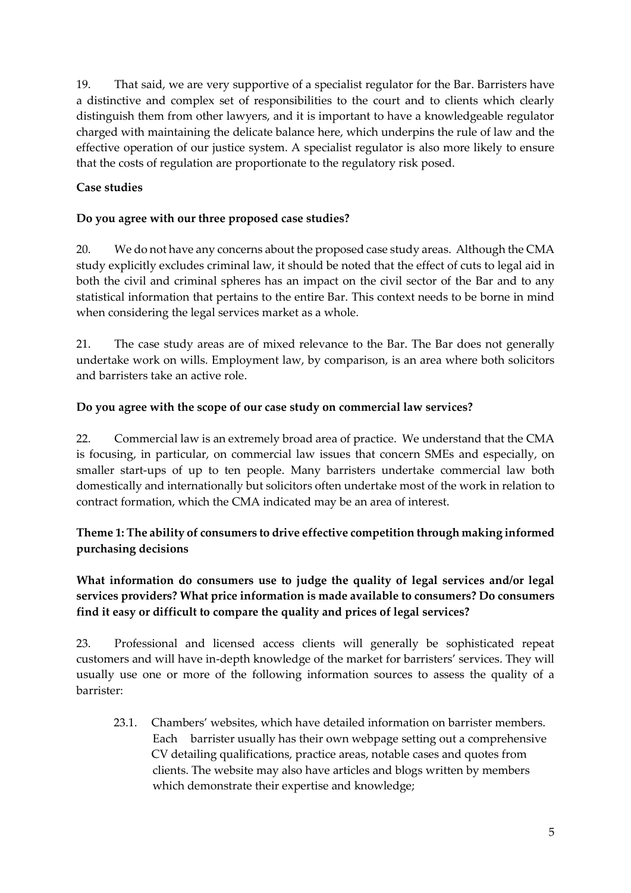19. That said, we are very supportive of a specialist regulator for the Bar. Barristers have a distinctive and complex set of responsibilities to the court and to clients which clearly distinguish them from other lawyers, and it is important to have a knowledgeable regulator charged with maintaining the delicate balance here, which underpins the rule of law and the effective operation of our justice system. A specialist regulator is also more likely to ensure that the costs of regulation are proportionate to the regulatory risk posed.

**Case studies**

**Do you agree with our three proposed case studies?**

20. We do not have any concerns about the proposed case study areas. Although the CMA study explicitly excludes criminal law, it should be noted that the effect of cuts to legal aid in both the civil and criminal spheres has an impact on the civil sector of the Bar and to any statistical information that pertains to the entire Bar. This context needs to be borne in mind when considering the legal services market as a whole.

21. The case study areas are of mixed relevance to the Bar. The Bar does not generally undertake work on wills. Employment law, by comparison, is an area where both solicitors and barristers take an active role.

**Do you agree with the scope of our case study on commercial law services?**

22. Commercial law is an extremely broad area of practice. We understand that the CMA is focusing, in particular, on commercial law issues that concern SMEs and especially, on smaller start-ups of up to ten people. Many barristers undertake commercial law both domestically and internationally but solicitors often undertake most of the work in relation to contract formation, which the CMA indicated may be an area of interest.

**Theme 1: The ability of consumers to drive effective competition through making informed purchasing decisions**

**What information do consumers use to judge the quality of legal services and/or legal services providers? What price information is made available to consumers? Do consumers find it easy or difficult to compare the quality and prices of legal services?**

23. Professional and licensed access clients will generally be sophisticated repeat customers and will have in-depth knowledge of the market for barristers' services. They will usually use one or more of the following information sources to assess the quality of a barrister:

23.1. Chambers' websites, which have detailed information on barrister members. Each barrister usually has their own webpage setting out a comprehensive CV detailing qualifications, practice areas, notable cases and quotes from clients. The website may also have articles and blogs written by members which demonstrate their expertise and knowledge;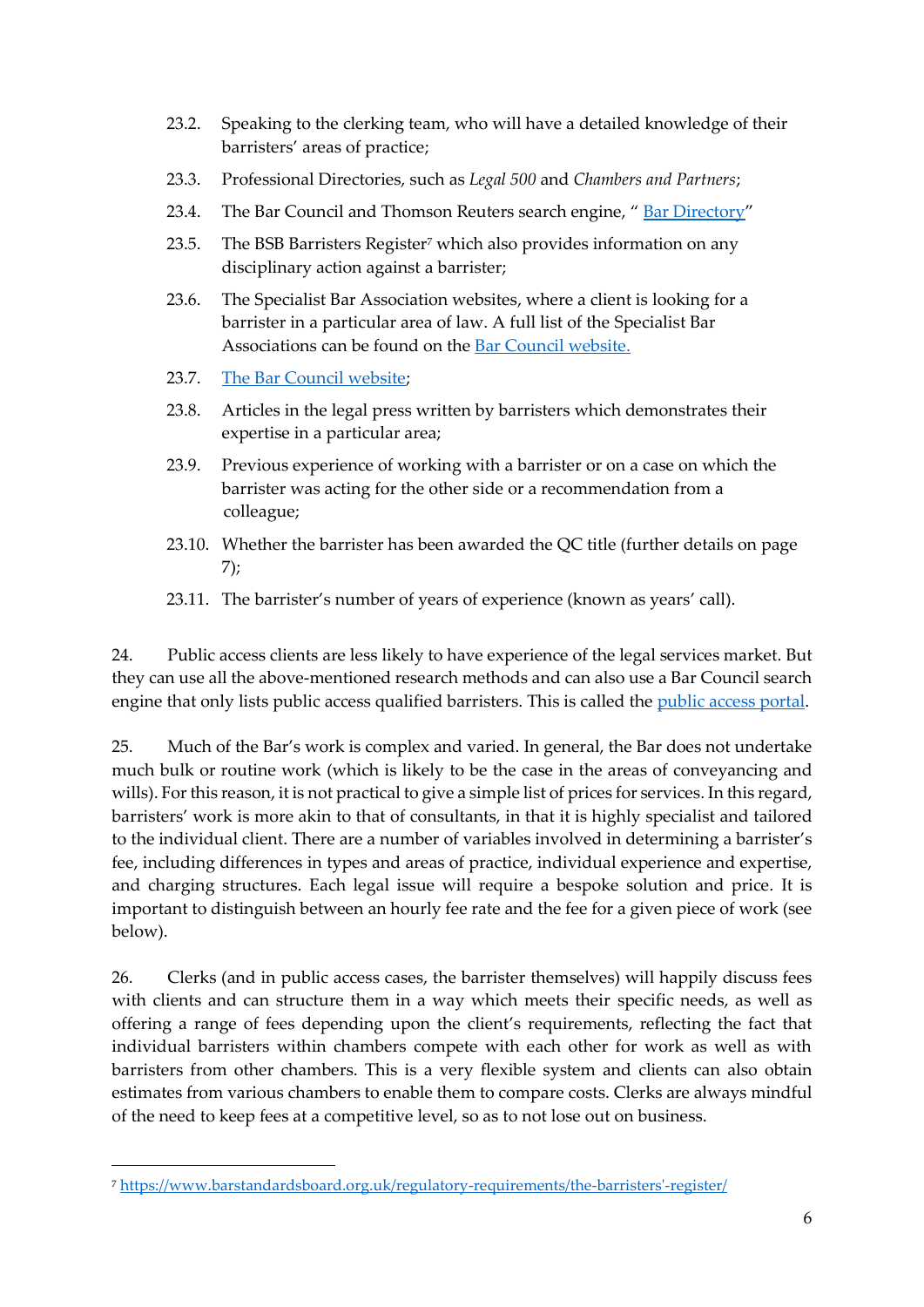23.2. Speaking to the clerking team, who will have a detailed knowledge of their barristers' areas of practice;

23.3. Professional Directories, such as *Legal 500* and *Chambers and Partners*;

23.4. The Bar Council and Thomson Reuters search engine, " [Bar Directory](#)"

23.5. The BSB Barristers Register[7] which also provides information on any disciplinary action against a barrister;

23.6. The Specialist Bar Association websites, where a client is looking for a barrister in a particular area of law. A full list of the Specialist Bar Associations can be found on the [Bar Council website.](#)

23.7. [The Bar Council website](#);

23.8. Articles in the legal press written by barristers which demonstrates their expertise in a particular area;

23.9. Previous experience of working with a barrister or on a case on which the barrister was acting for the other side or a recommendation from a colleague;

23.10. Whether the barrister has been awarded the QC title (further details on page 7);

23.11. The barrister's number of years of experience (known as years' call).

24. Public access clients are less likely to have experience of the legal services market. But they can use all the above-mentioned research methods and can also use a Bar Council search engine that only lists public access qualified barristers. This is called the [public access portal](#).

25. Much of the Bar's work is complex and varied. In general, the Bar does not undertake much bulk or routine work (which is likely to be the case in the areas of conveyancing and wills). For this reason, it is not practical to give a simple list of prices for services. In this regard, barristers' work is more akin to that of consultants, in that it is highly specialist and tailored to the individual client. There are a number of variables involved in determining a barrister's fee, including differences in types and areas of practice, individual experience and expertise, and charging structures. Each legal issue will require a bespoke solution and price. It is important to distinguish between an hourly fee rate and the fee for a given piece of work (see below).

26. Clerks (and in public access cases, the barrister themselves) will happily discuss fees with clients and can structure them in a way which meets their specific needs, as well as offering a range of fees depending upon the client's requirements, reflecting the fact that individual barristers within chambers compete with each other for work as well as with barristers from other chambers. This is a very flexible system and clients can also obtain estimates from various chambers to enable them to compare costs. Clerks are always mindful of the need to keep fees at a competitive level, so as to not lose out on business.

---

[7] https://www.barstandardsboard.org.uk/regulatory-requirements/the-barristers'-register/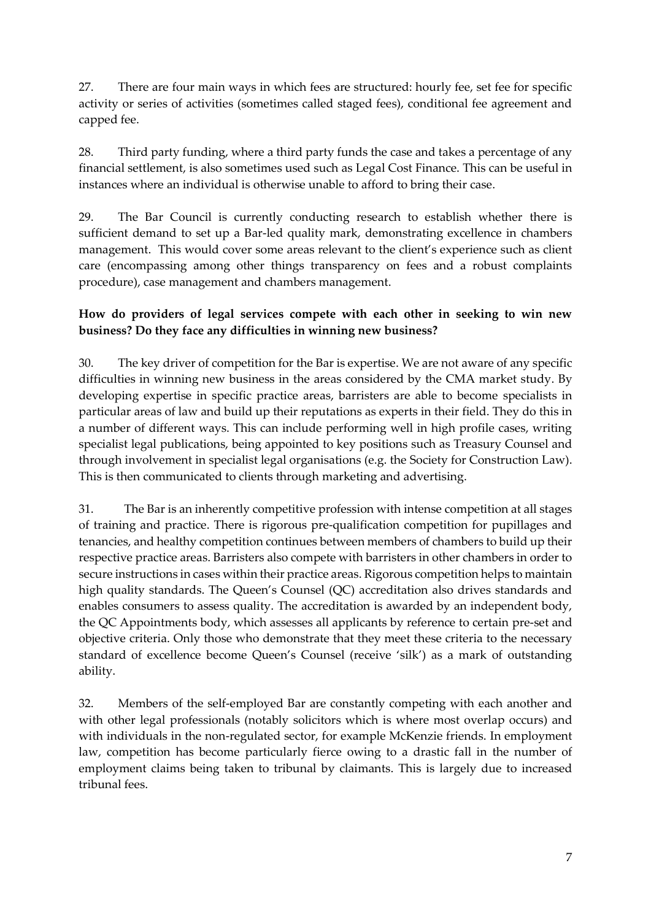27. There are four main ways in which fees are structured: hourly fee, set fee for specific activity or series of activities (sometimes called staged fees), conditional fee agreement and capped fee.

28. Third party funding, where a third party funds the case and takes a percentage of any financial settlement, is also sometimes used such as Legal Cost Finance. This can be useful in instances where an individual is otherwise unable to afford to bring their case.

29. The Bar Council is currently conducting research to establish whether there is sufficient demand to set up a Bar-led quality mark, demonstrating excellence in chambers management. This would cover some areas relevant to the client's experience such as client care (encompassing among other things transparency on fees and a robust complaints procedure), case management and chambers management.

**How do providers of legal services compete with each other in seeking to win new business? Do they face any difficulties in winning new business?**

30. The key driver of competition for the Bar is expertise. We are not aware of any specific difficulties in winning new business in the areas considered by the CMA market study. By developing expertise in specific practice areas, barristers are able to become specialists in particular areas of law and build up their reputations as experts in their field. They do this in a number of different ways. This can include performing well in high profile cases, writing specialist legal publications, being appointed to key positions such as Treasury Counsel and through involvement in specialist legal organisations (e.g. the Society for Construction Law). This is then communicated to clients through marketing and advertising.

31. The Bar is an inherently competitive profession with intense competition at all stages of training and practice. There is rigorous pre-qualification competition for pupillages and tenancies, and healthy competition continues between members of chambers to build up their respective practice areas. Barristers also compete with barristers in other chambers in order to secure instructions in cases within their practice areas. Rigorous competition helps to maintain high quality standards. The Queen's Counsel (QC) accreditation also drives standards and enables consumers to assess quality. The accreditation is awarded by an independent body, the QC Appointments body, which assesses all applicants by reference to certain pre-set and objective criteria. Only those who demonstrate that they meet these criteria to the necessary standard of excellence become Queen's Counsel (receive 'silk') as a mark of outstanding ability.

32. Members of the self-employed Bar are constantly competing with each another and with other legal professionals (notably solicitors which is where most overlap occurs) and with individuals in the non-regulated sector, for example McKenzie friends. In employment law, competition has become particularly fierce owing to a drastic fall in the number of employment claims being taken to tribunal by claimants. This is largely due to increased tribunal fees.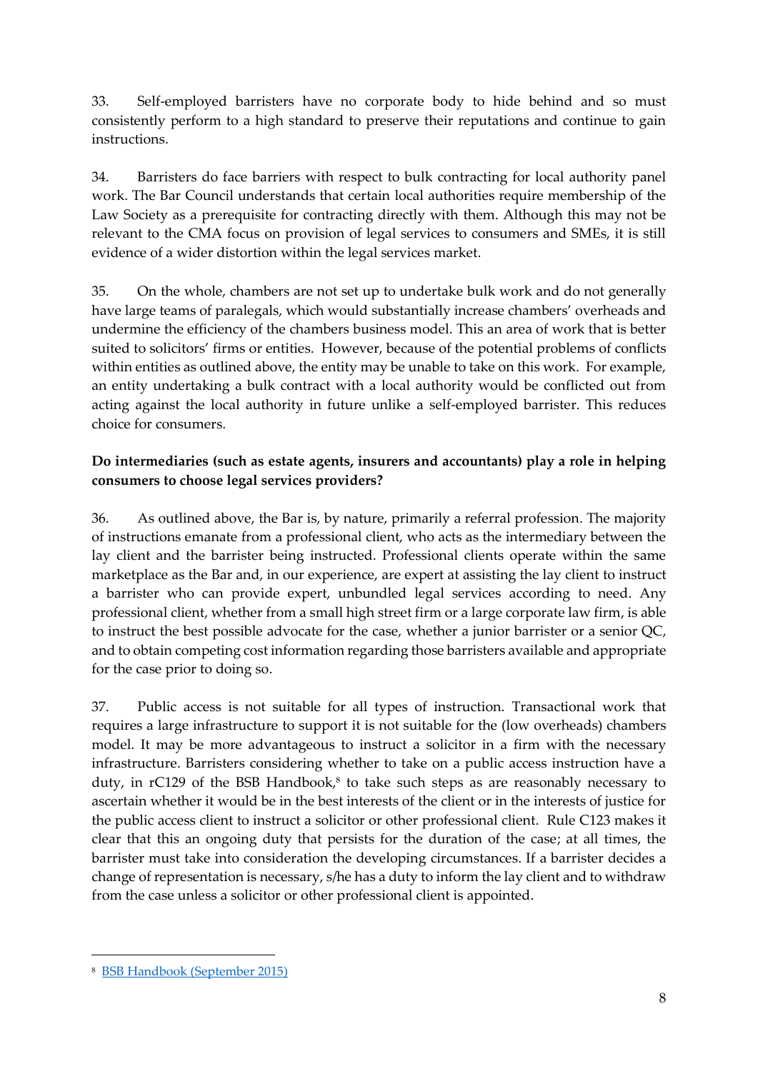33. Self-employed barristers have no corporate body to hide behind and so must consistently perform to a high standard to preserve their reputations and continue to gain instructions.

34. Barristers do face barriers with respect to bulk contracting for local authority panel work. The Bar Council understands that certain local authorities require membership of the Law Society as a prerequisite for contracting directly with them. Although this may not be relevant to the CMA focus on provision of legal services to consumers and SMEs, it is still evidence of a wider distortion within the legal services market.

35. On the whole, chambers are not set up to undertake bulk work and do not generally have large teams of paralegals, which would substantially increase chambers' overheads and undermine the efficiency of the chambers business model. This an area of work that is better suited to solicitors' firms or entities. However, because of the potential problems of conflicts within entities as outlined above, the entity may be unable to take on this work. For example, an entity undertaking a bulk contract with a local authority would be conflicted out from acting against the local authority in future unlike a self-employed barrister. This reduces choice for consumers.

**Do intermediaries (such as estate agents, insurers and accountants) play a role in helping consumers to choose legal services providers?**

36. As outlined above, the Bar is, by nature, primarily a referral profession. The majority of instructions emanate from a professional client, who acts as the intermediary between the lay client and the barrister being instructed. Professional clients operate within the same marketplace as the Bar and, in our experience, are expert at assisting the lay client to instruct a barrister who can provide expert, unbundled legal services according to need. Any professional client, whether from a small high street firm or a large corporate law firm, is able to instruct the best possible advocate for the case, whether a junior barrister or a senior QC, and to obtain competing cost information regarding those barristers available and appropriate for the case prior to doing so.

37. Public access is not suitable for all types of instruction. Transactional work that requires a large infrastructure to support it is not suitable for the (low overheads) chambers model. It may be more advantageous to instruct a solicitor in a firm with the necessary infrastructure. Barristers considering whether to take on a public access instruction have a duty, in rC129 of the BSB Handbook,[8] to take such steps as are reasonably necessary to ascertain whether it would be in the best interests of the client or in the interests of justice for the public access client to instruct a solicitor or other professional client. Rule C123 makes it clear that this an ongoing duty that persists for the duration of the case; at all times, the barrister must take into consideration the developing circumstances. If a barrister decides a change of representation is necessary, s/he has a duty to inform the lay client and to withdraw from the case unless a solicitor or other professional client is appointed.

---

[8] BSB Handbook (September 2015)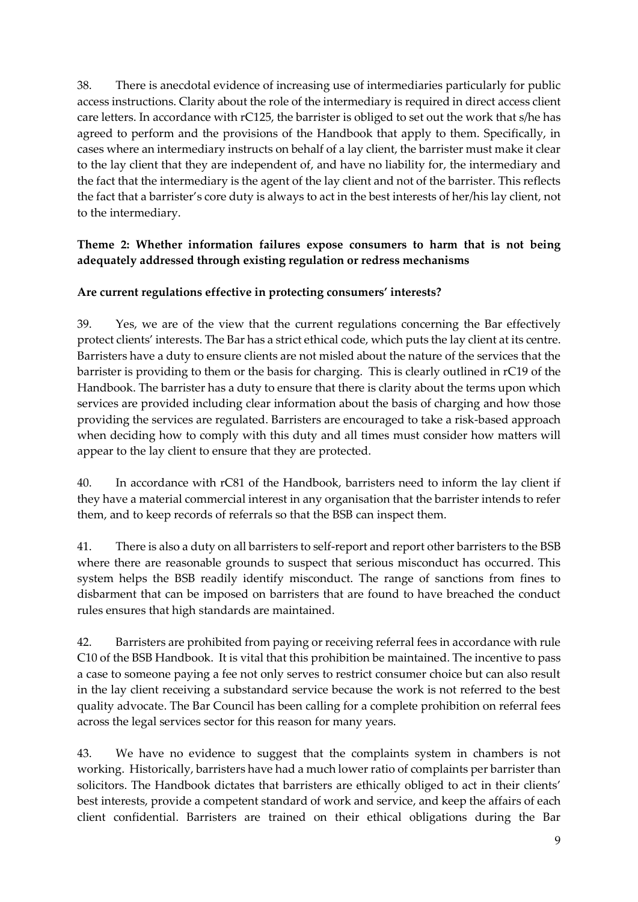38. There is anecdotal evidence of increasing use of intermediaries particularly for public access instructions. Clarity about the role of the intermediary is required in direct access client care letters. In accordance with rC125, the barrister is obliged to set out the work that s/he has agreed to perform and the provisions of the Handbook that apply to them. Specifically, in cases where an intermediary instructs on behalf of a lay client, the barrister must make it clear to the lay client that they are independent of, and have no liability for, the intermediary and the fact that the intermediary is the agent of the lay client and not of the barrister. This reflects the fact that a barrister's core duty is always to act in the best interests of her/his lay client, not to the intermediary.

**Theme 2: Whether information failures expose consumers to harm that is not being adequately addressed through existing regulation or redress mechanisms**

**Are current regulations effective in protecting consumers' interests?**

39. Yes, we are of the view that the current regulations concerning the Bar effectively protect clients' interests. The Bar has a strict ethical code, which puts the lay client at its centre. Barristers have a duty to ensure clients are not misled about the nature of the services that the barrister is providing to them or the basis for charging. This is clearly outlined in rC19 of the Handbook. The barrister has a duty to ensure that there is clarity about the terms upon which services are provided including clear information about the basis of charging and how those providing the services are regulated. Barristers are encouraged to take a risk-based approach when deciding how to comply with this duty and all times must consider how matters will appear to the lay client to ensure that they are protected.

40. In accordance with rC81 of the Handbook, barristers need to inform the lay client if they have a material commercial interest in any organisation that the barrister intends to refer them, and to keep records of referrals so that the BSB can inspect them.

41. There is also a duty on all barristers to self-report and report other barristers to the BSB where there are reasonable grounds to suspect that serious misconduct has occurred. This system helps the BSB readily identify misconduct. The range of sanctions from fines to disbarment that can be imposed on barristers that are found to have breached the conduct rules ensures that high standards are maintained.

42. Barristers are prohibited from paying or receiving referral fees in accordance with rule C10 of the BSB Handbook. It is vital that this prohibition be maintained. The incentive to pass a case to someone paying a fee not only serves to restrict consumer choice but can also result in the lay client receiving a substandard service because the work is not referred to the best quality advocate. The Bar Council has been calling for a complete prohibition on referral fees across the legal services sector for this reason for many years.

43. We have no evidence to suggest that the complaints system in chambers is not working. Historically, barristers have had a much lower ratio of complaints per barrister than solicitors. The Handbook dictates that barristers are ethically obliged to act in their clients' best interests, provide a competent standard of work and service, and keep the affairs of each client confidential. Barristers are trained on their ethical obligations during the Bar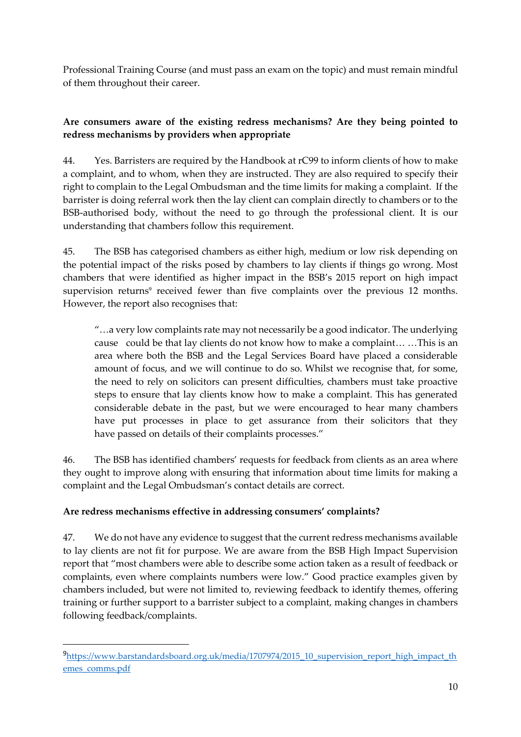Professional Training Course (and must pass an exam on the topic) and must remain mindful of them throughout their career.

**Are consumers aware of the existing redress mechanisms? Are they being pointed to redress mechanisms by providers when appropriate**

44. Yes. Barristers are required by the Handbook at rC99 to inform clients of how to make a complaint, and to whom, when they are instructed. They are also required to specify their right to complain to the Legal Ombudsman and the time limits for making a complaint. If the barrister is doing referral work then the lay client can complain directly to chambers or to the BSB-authorised body, without the need to go through the professional client. It is our understanding that chambers follow this requirement.

45. The BSB has categorised chambers as either high, medium or low risk depending on the potential impact of the risks posed by chambers to lay clients if things go wrong. Most chambers that were identified as higher impact in the BSB's 2015 report on high impact supervision returns[9] received fewer than five complaints over the previous 12 months. However, the report also recognises that:

> "…a very low complaints rate may not necessarily be a good indicator. The underlying cause could be that lay clients do not know how to make a complaint… …This is an area where both the BSB and the Legal Services Board have placed a considerable amount of focus, and we will continue to do so. Whilst we recognise that, for some, the need to rely on solicitors can present difficulties, chambers must take proactive steps to ensure that lay clients know how to make a complaint. This has generated considerable debate in the past, but we were encouraged to hear many chambers have put processes in place to get assurance from their solicitors that they have passed on details of their complaints processes."

46. The BSB has identified chambers' requests for feedback from clients as an area where they ought to improve along with ensuring that information about time limits for making a complaint and the Legal Ombudsman's contact details are correct.

**Are redress mechanisms effective in addressing consumers' complaints?**

47. We do not have any evidence to suggest that the current redress mechanisms available to lay clients are not fit for purpose. We are aware from the BSB High Impact Supervision report that "most chambers were able to describe some action taken as a result of feedback or complaints, even where complaints numbers were low." Good practice examples given by chambers included, but were not limited to, reviewing feedback to identify themes, offering training or further support to a barrister subject to a complaint, making changes in chambers following feedback/complaints.

---

[9] https://www.barstandardsboard.org.uk/media/1707974/2015_10_supervision_report_high_impact_themes_comms.pdf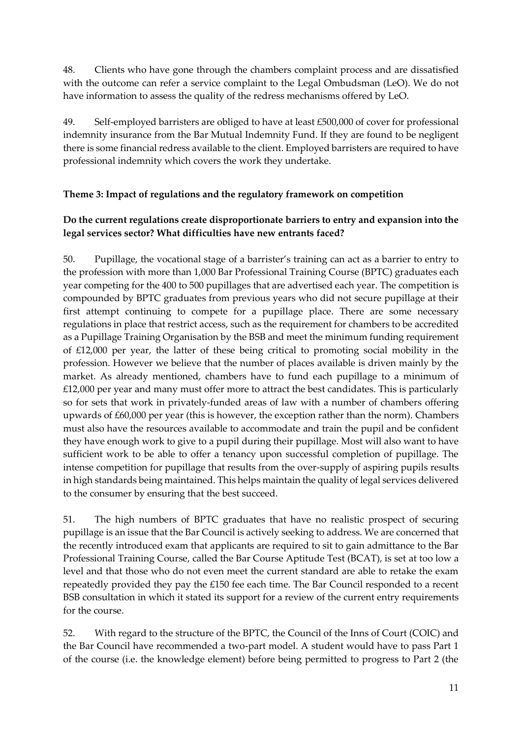48. Clients who have gone through the chambers complaint process and are dissatisfied with the outcome can refer a service complaint to the Legal Ombudsman (LeO). We do not have information to assess the quality of the redress mechanisms offered by LeO.

49. Self-employed barristers are obliged to have at least £500,000 of cover for professional indemnity insurance from the Bar Mutual Indemnity Fund. If they are found to be negligent there is some financial redress available to the client. Employed barristers are required to have professional indemnity which covers the work they undertake.

**Theme 3: Impact of regulations and the regulatory framework on competition**

**Do the current regulations create disproportionate barriers to entry and expansion into the legal services sector? What difficulties have new entrants faced?**

50. Pupillage, the vocational stage of a barrister's training can act as a barrier to entry to the profession with more than 1,000 Bar Professional Training Course (BPTC) graduates each year competing for the 400 to 500 pupillages that are advertised each year. The competition is compounded by BPTC graduates from previous years who did not secure pupillage at their first attempt continuing to compete for a pupillage place. There are some necessary regulations in place that restrict access, such as the requirement for chambers to be accredited as a Pupillage Training Organisation by the BSB and meet the minimum funding requirement of £12,000 per year, the latter of these being critical to promoting social mobility in the profession. However we believe that the number of places available is driven mainly by the market. As already mentioned, chambers have to fund each pupillage to a minimum of £12,000 per year and many must offer more to attract the best candidates. This is particularly so for sets that work in privately-funded areas of law with a number of chambers offering upwards of £60,000 per year (this is however, the exception rather than the norm). Chambers must also have the resources available to accommodate and train the pupil and be confident they have enough work to give to a pupil during their pupillage. Most will also want to have sufficient work to be able to offer a tenancy upon successful completion of pupillage. The intense competition for pupillage that results from the over-supply of aspiring pupils results in high standards being maintained. This helps maintain the quality of legal services delivered to the consumer by ensuring that the best succeed.

51. The high numbers of BPTC graduates that have no realistic prospect of securing pupillage is an issue that the Bar Council is actively seeking to address. We are concerned that the recently introduced exam that applicants are required to sit to gain admittance to the Bar Professional Training Course, called the Bar Course Aptitude Test (BCAT), is set at too low a level and that those who do not even meet the current standard are able to retake the exam repeatedly provided they pay the £150 fee each time. The Bar Council responded to a recent BSB consultation in which it stated its support for a review of the current entry requirements for the course.

52. With regard to the structure of the BPTC, the Council of the Inns of Court (COIC) and the Bar Council have recommended a two-part model. A student would have to pass Part 1 of the course (i.e. the knowledge element) before being permitted to progress to Part 2 (the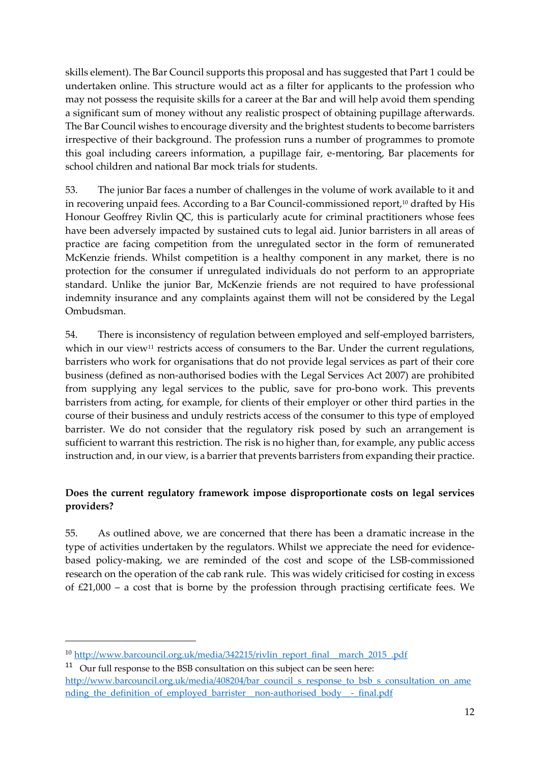skills element). The Bar Council supports this proposal and has suggested that Part 1 could be undertaken online. This structure would act as a filter for applicants to the profession who may not possess the requisite skills for a career at the Bar and will help avoid them spending a significant sum of money without any realistic prospect of obtaining pupillage afterwards. The Bar Council wishes to encourage diversity and the brightest students to become barristers irrespective of their background. The profession runs a number of programmes to promote this goal including careers information, a pupillage fair, e-mentoring, Bar placements for school children and national Bar mock trials for students.

53. The junior Bar faces a number of challenges in the volume of work available to it and in recovering unpaid fees. According to a Bar Council-commissioned report,[10] drafted by His Honour Geoffrey Rivlin QC, this is particularly acute for criminal practitioners whose fees have been adversely impacted by sustained cuts to legal aid. Junior barristers in all areas of practice are facing competition from the unregulated sector in the form of remunerated McKenzie friends. Whilst competition is a healthy component in any market, there is no protection for the consumer if unregulated individuals do not perform to an appropriate standard. Unlike the junior Bar, McKenzie friends are not required to have professional indemnity insurance and any complaints against them will not be considered by the Legal Ombudsman.

54. There is inconsistency of regulation between employed and self-employed barristers, which in our view[11] restricts access of consumers to the Bar. Under the current regulations, barristers who work for organisations that do not provide legal services as part of their core business (defined as non-authorised bodies with the Legal Services Act 2007) are prohibited from supplying any legal services to the public, save for pro-bono work. This prevents barristers from acting, for example, for clients of their employer or other third parties in the course of their business and unduly restricts access of the consumer to this type of employed barrister. We do not consider that the regulatory risk posed by such an arrangement is sufficient to warrant this restriction. The risk is no higher than, for example, any public access instruction and, in our view, is a barrier that prevents barristers from expanding their practice.

**Does the current regulatory framework impose disproportionate costs on legal services providers?**

55. As outlined above, we are concerned that there has been a dramatic increase in the type of activities undertaken by the regulators. Whilst we appreciate the need for evidence-based policy-making, we are reminded of the cost and scope of the LSB-commissioned research on the operation of the cab rank rule. This was widely criticised for costing in excess of £21,000 – a cost that is borne by the profession through practising certificate fees. We

---

[10] http://www.barcouncil.org.uk/media/342215/rivlin_report_final__march_2015_.pdf

[11] Our full response to the BSB consultation on this subject can be seen here: http://www.barcouncil.org.uk/media/408204/bar_council_s_response_to_bsb_s_consultation_on_amending_the_definition_of_employed_barrister__non-authorised_body__-_final.pdf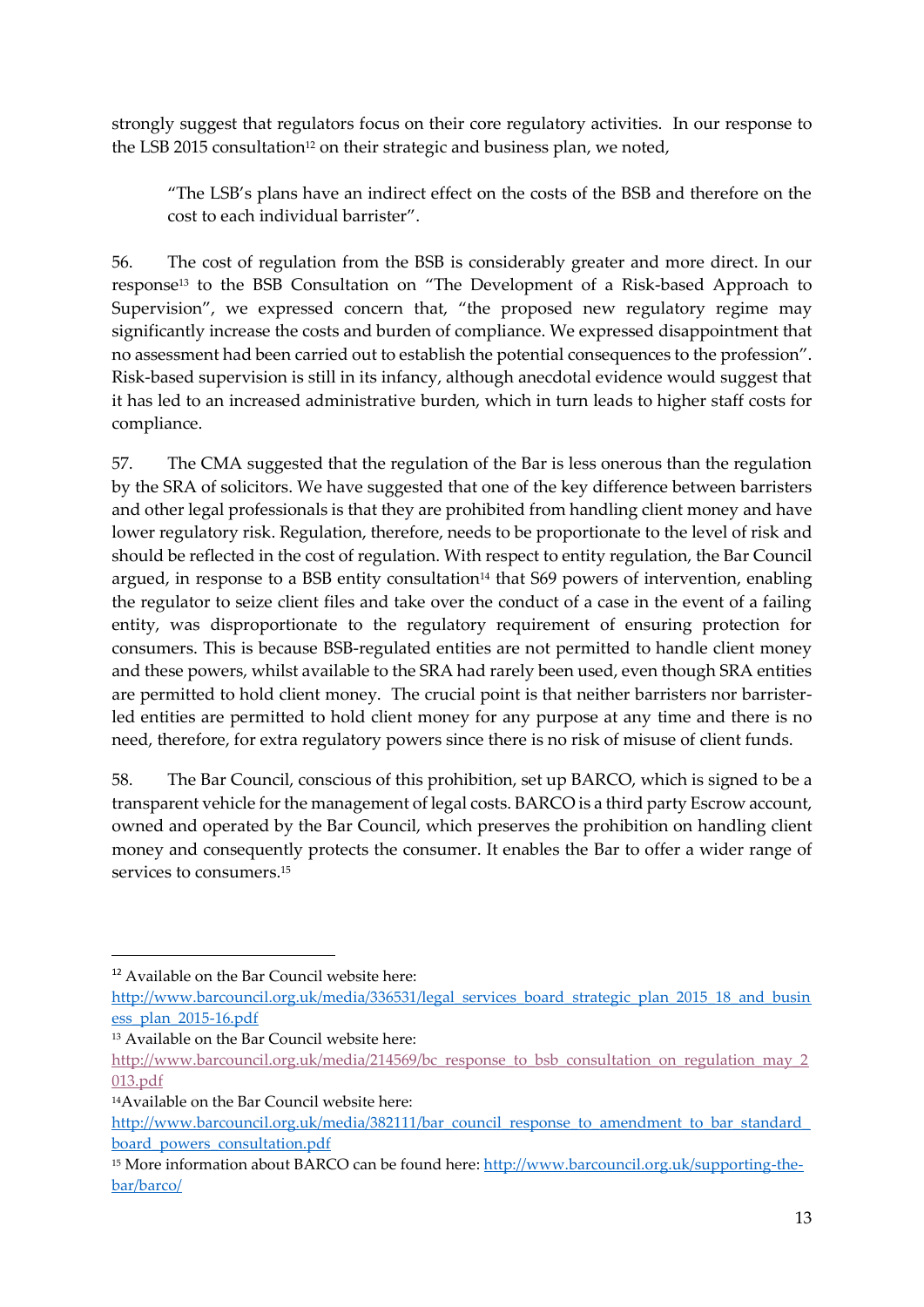strongly suggest that regulators focus on their core regulatory activities. In our response to the LSB 2015 consultation[12] on their strategic and business plan, we noted,

> "The LSB's plans have an indirect effect on the costs of the BSB and therefore on the cost to each individual barrister".

56. The cost of regulation from the BSB is considerably greater and more direct. In our response[13] to the BSB Consultation on "The Development of a Risk-based Approach to Supervision", we expressed concern that, "the proposed new regulatory regime may significantly increase the costs and burden of compliance. We expressed disappointment that no assessment had been carried out to establish the potential consequences to the profession". Risk-based supervision is still in its infancy, although anecdotal evidence would suggest that it has led to an increased administrative burden, which in turn leads to higher staff costs for compliance.

57. The CMA suggested that the regulation of the Bar is less onerous than the regulation by the SRA of solicitors. We have suggested that one of the key difference between barristers and other legal professionals is that they are prohibited from handling client money and have lower regulatory risk. Regulation, therefore, needs to be proportionate to the level of risk and should be reflected in the cost of regulation. With respect to entity regulation, the Bar Council argued, in response to a BSB entity consultation[14] that S69 powers of intervention, enabling the regulator to seize client files and take over the conduct of a case in the event of a failing entity, was disproportionate to the regulatory requirement of ensuring protection for consumers. This is because BSB-regulated entities are not permitted to handle client money and these powers, whilst available to the SRA had rarely been used, even though SRA entities are permitted to hold client money. The crucial point is that neither barristers nor barrister-led entities are permitted to hold client money for any purpose at any time and there is no need, therefore, for extra regulatory powers since there is no risk of misuse of client funds.

58. The Bar Council, conscious of this prohibition, set up BARCO, which is signed to be a transparent vehicle for the management of legal costs. BARCO is a third party Escrow account, owned and operated by the Bar Council, which preserves the prohibition on handling client money and consequently protects the consumer. It enables the Bar to offer a wider range of services to consumers.[15]

---

[12] Available on the Bar Council website here: http://www.barcouncil.org.uk/media/336531/legal_services_board_strategic_plan_2015_18_and_business_plan_2015-16.pdf

[13] Available on the Bar Council website here: http://www.barcouncil.org.uk/media/214569/bc_response_to_bsb_consultation_on_regulation_may_2013.pdf

[14] Available on the Bar Council website here: http://www.barcouncil.org.uk/media/382111/bar_council_response_to_amendment_to_bar_standard_board_powers_consultation.pdf

[15] More information about BARCO can be found here: http://www.barcouncil.org.uk/supporting-the-bar/barco/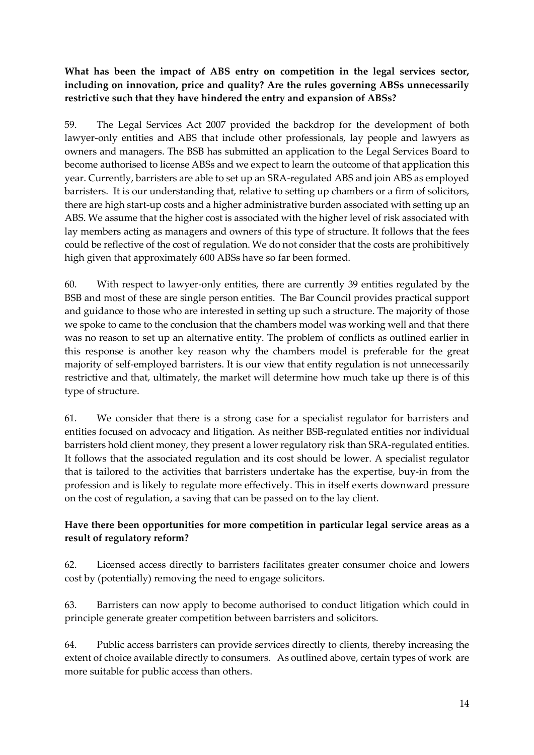**What has been the impact of ABS entry on competition in the legal services sector, including on innovation, price and quality? Are the rules governing ABSs unnecessarily restrictive such that they have hindered the entry and expansion of ABSs?**

59. The Legal Services Act 2007 provided the backdrop for the development of both lawyer-only entities and ABS that include other professionals, lay people and lawyers as owners and managers. The BSB has submitted an application to the Legal Services Board to become authorised to license ABSs and we expect to learn the outcome of that application this year. Currently, barristers are able to set up an SRA-regulated ABS and join ABS as employed barristers. It is our understanding that, relative to setting up chambers or a firm of solicitors, there are high start-up costs and a higher administrative burden associated with setting up an ABS. We assume that the higher cost is associated with the higher level of risk associated with lay members acting as managers and owners of this type of structure. It follows that the fees could be reflective of the cost of regulation. We do not consider that the costs are prohibitively high given that approximately 600 ABSs have so far been formed.

60. With respect to lawyer-only entities, there are currently 39 entities regulated by the BSB and most of these are single person entities. The Bar Council provides practical support and guidance to those who are interested in setting up such a structure. The majority of those we spoke to came to the conclusion that the chambers model was working well and that there was no reason to set up an alternative entity. The problem of conflicts as outlined earlier in this response is another key reason why the chambers model is preferable for the great majority of self-employed barristers. It is our view that entity regulation is not unnecessarily restrictive and that, ultimately, the market will determine how much take up there is of this type of structure.

61. We consider that there is a strong case for a specialist regulator for barristers and entities focused on advocacy and litigation. As neither BSB-regulated entities nor individual barristers hold client money, they present a lower regulatory risk than SRA-regulated entities. It follows that the associated regulation and its cost should be lower. A specialist regulator that is tailored to the activities that barristers undertake has the expertise, buy-in from the profession and is likely to regulate more effectively. This in itself exerts downward pressure on the cost of regulation, a saving that can be passed on to the lay client.

**Have there been opportunities for more competition in particular legal service areas as a result of regulatory reform?**

62. Licensed access directly to barristers facilitates greater consumer choice and lowers cost by (potentially) removing the need to engage solicitors.

63. Barristers can now apply to become authorised to conduct litigation which could in principle generate greater competition between barristers and solicitors.

64. Public access barristers can provide services directly to clients, thereby increasing the extent of choice available directly to consumers. As outlined above, certain types of work are more suitable for public access than others.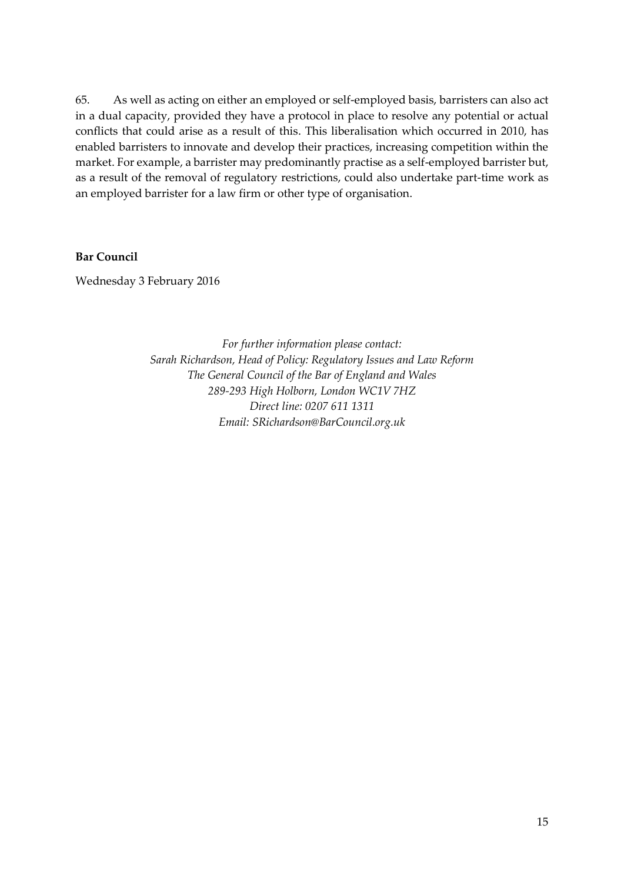65. As well as acting on either an employed or self-employed basis, barristers can also act in a dual capacity, provided they have a protocol in place to resolve any potential or actual conflicts that could arise as a result of this. This liberalisation which occurred in 2010, has enabled barristers to innovate and develop their practices, increasing competition within the market. For example, a barrister may predominantly practise as a self-employed barrister but, as a result of the removal of regulatory restrictions, could also undertake part-time work as an employed barrister for a law firm or other type of organisation.

**Bar Council**

Wednesday 3 February 2016

*For further information please contact:*
*Sarah Richardson, Head of Policy: Regulatory Issues and Law Reform*
*The General Council of the Bar of England and Wales*
*289-293 High Holborn, London WC1V 7HZ*
*Direct line: 0207 611 1311*
*Email: SRichardson@BarCouncil.org.uk*